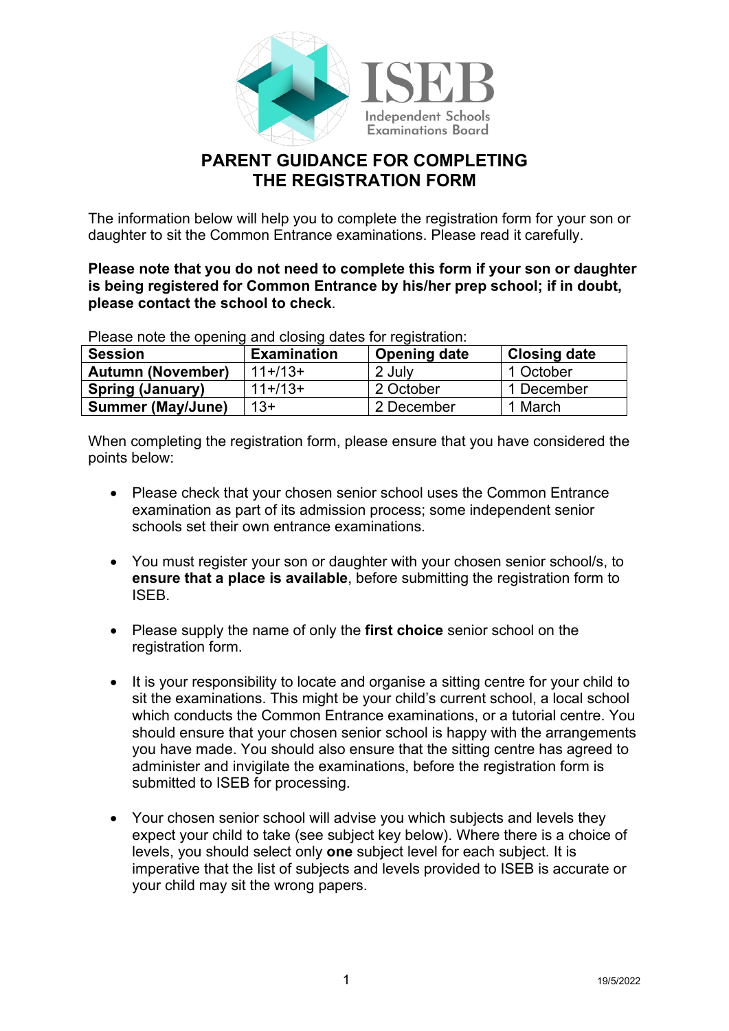ISEB

Independent Schools Examinations Board

# PARENT GUIDANCE FOR COMPLETING THE REGISTRATION FORM

The information below will help you to complete the registration form for your son or daughter to sit the Common Entrance examinations. Please read it carefully.

**Please note that you do not need to complete this form if your son or daughter is being registered for Common Entrance by his/her prep school; if in doubt, please contact the school to check**.

Please note the opening and closing dates for registration:

| Session | Examination | Opening date | Closing date |
|---|---|---|---|
| **Autumn (November)** | 11+/13+ | 2 July | 1 October |
| **Spring (January)** | 11+/13+ | 2 October | 1 December |
| **Summer (May/June)** | 13+ | 2 December | 1 March |

When completing the registration form, please ensure that you have considered the points below:

- Please check that your chosen senior school uses the Common Entrance examination as part of its admission process; some independent senior schools set their own entrance examinations.

- You must register your son or daughter with your chosen senior school/s, to **ensure that a place is available**, before submitting the registration form to ISEB.

- Please supply the name of only the **first choice** senior school on the registration form.

- It is your responsibility to locate and organise a sitting centre for your child to sit the examinations. This might be your child's current school, a local school which conducts the Common Entrance examinations, or a tutorial centre. You should ensure that your chosen senior school is happy with the arrangements you have made. You should also ensure that the sitting centre has agreed to administer and invigilate the examinations, before the registration form is submitted to ISEB for processing.

- Your chosen senior school will advise you which subjects and levels they expect your child to take (see subject key below). Where there is a choice of levels, you should select only **one** subject level for each subject. It is imperative that the list of subjects and levels provided to ISEB is accurate or your child may sit the wrong papers.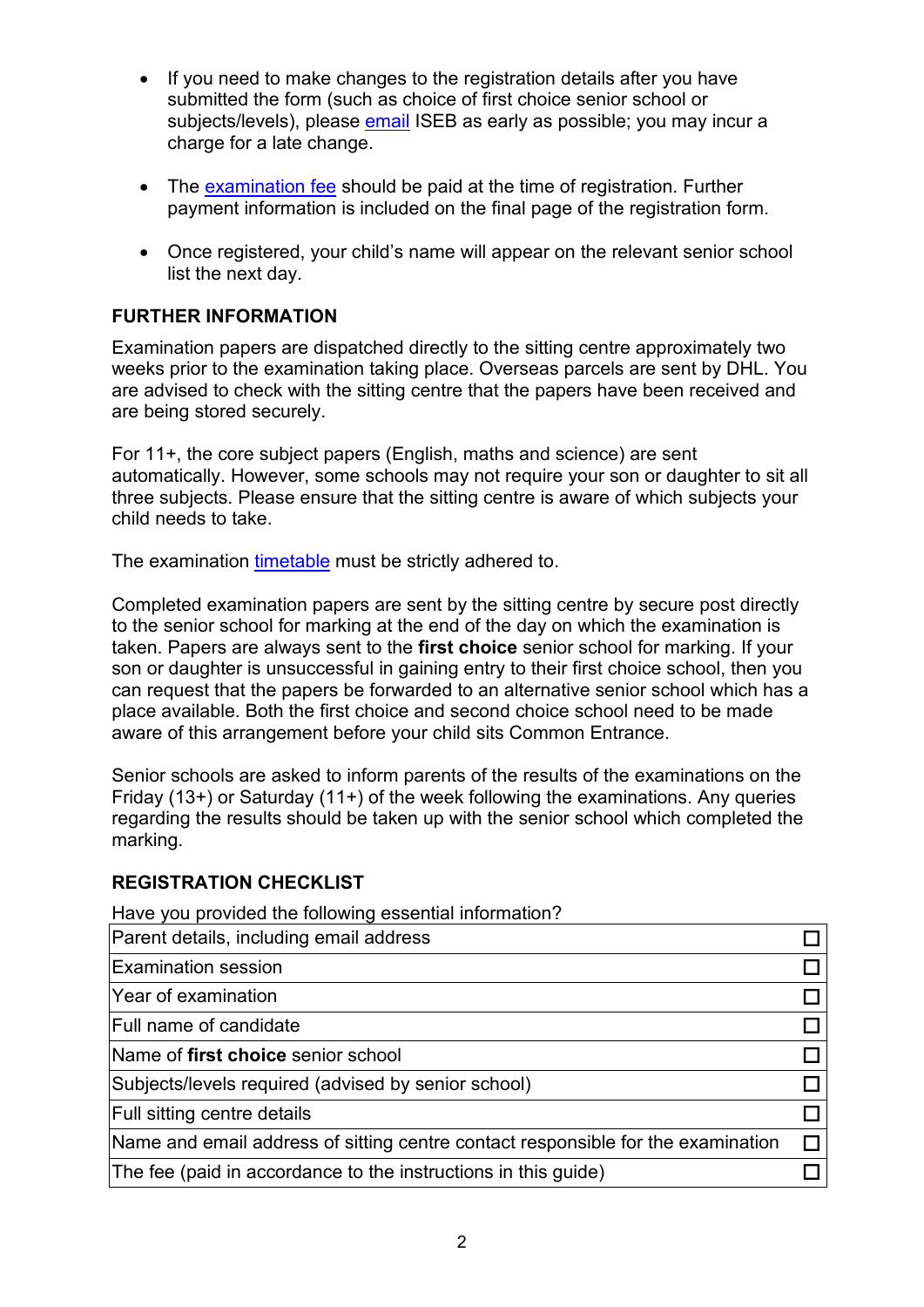- If you need to make changes to the registration details after you have submitted the form (such as choice of first choice senior school or subjects/levels), please email ISEB as early as possible; you may incur a charge for a late change.

- The examination fee should be paid at the time of registration. Further payment information is included on the final page of the registration form.

- Once registered, your child's name will appear on the relevant senior school list the next day.

## FURTHER INFORMATION

Examination papers are dispatched directly to the sitting centre approximately two weeks prior to the examination taking place. Overseas parcels are sent by DHL. You are advised to check with the sitting centre that the papers have been received and are being stored securely.

For 11+, the core subject papers (English, maths and science) are sent automatically. However, some schools may not require your son or daughter to sit all three subjects. Please ensure that the sitting centre is aware of which subjects your child needs to take.

The examination timetable must be strictly adhered to.

Completed examination papers are sent by the sitting centre by secure post directly to the senior school for marking at the end of the day on which the examination is taken. Papers are always sent to the **first choice** senior school for marking. If your son or daughter is unsuccessful in gaining entry to their first choice school, then you can request that the papers be forwarded to an alternative senior school which has a place available. Both the first choice and second choice school need to be made aware of this arrangement before your child sits Common Entrance.

Senior schools are asked to inform parents of the results of the examinations on the Friday (13+) or Saturday (11+) of the week following the examinations. Any queries regarding the results should be taken up with the senior school which completed the marking.

## REGISTRATION CHECKLIST

Have you provided the following essential information?

| | |
|---|---|
| Parent details, including email address | ☐ |
| Examination session | ☐ |
| Year of examination | ☐ |
| Full name of candidate | ☐ |
| Name of **first choice** senior school | ☐ |
| Subjects/levels required (advised by senior school) | ☐ |
| Full sitting centre details | ☐ |
| Name and email address of sitting centre contact responsible for the examination | ☐ |
| The fee (paid in accordance to the instructions in this guide) | ☐ |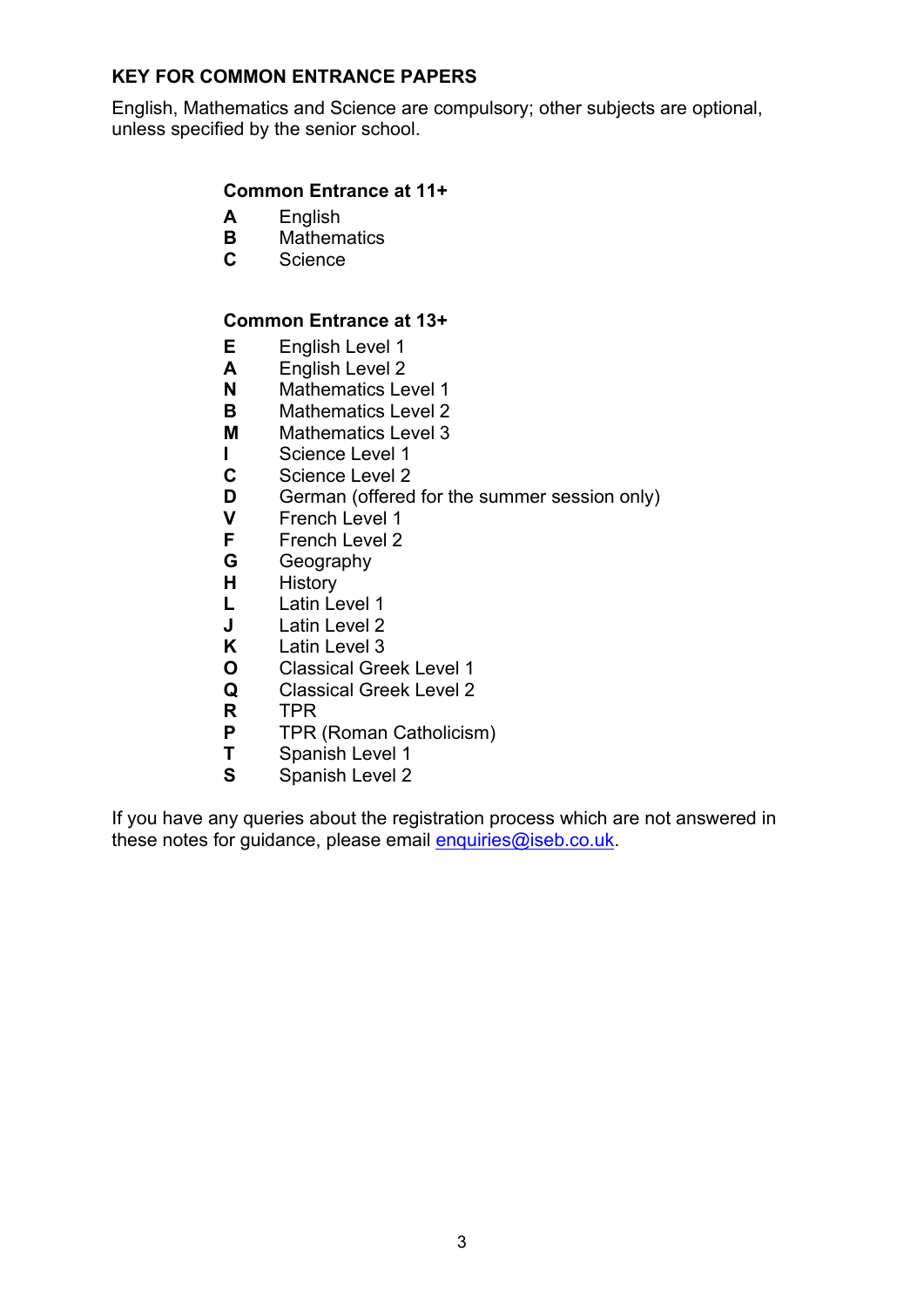## KEY FOR COMMON ENTRANCE PAPERS

English, Mathematics and Science are compulsory; other subjects are optional, unless specified by the senior school.

### Common Entrance at 11+

**A** English
**B** Mathematics
**C** Science

### Common Entrance at 13+

**E** English Level 1
**A** English Level 2
**N** Mathematics Level 1
**B** Mathematics Level 2
**M** Mathematics Level 3
**I** Science Level 1
**C** Science Level 2
**D** German (offered for the summer session only)
**V** French Level 1
**F** French Level 2
**G** Geography
**H** History
**L** Latin Level 1
**J** Latin Level 2
**K** Latin Level 3
**O** Classical Greek Level 1
**Q** Classical Greek Level 2
**R** TPR
**P** TPR (Roman Catholicism)
**T** Spanish Level 1
**S** Spanish Level 2

If you have any queries about the registration process which are not answered in these notes for guidance, please email enquiries@iseb.co.uk.